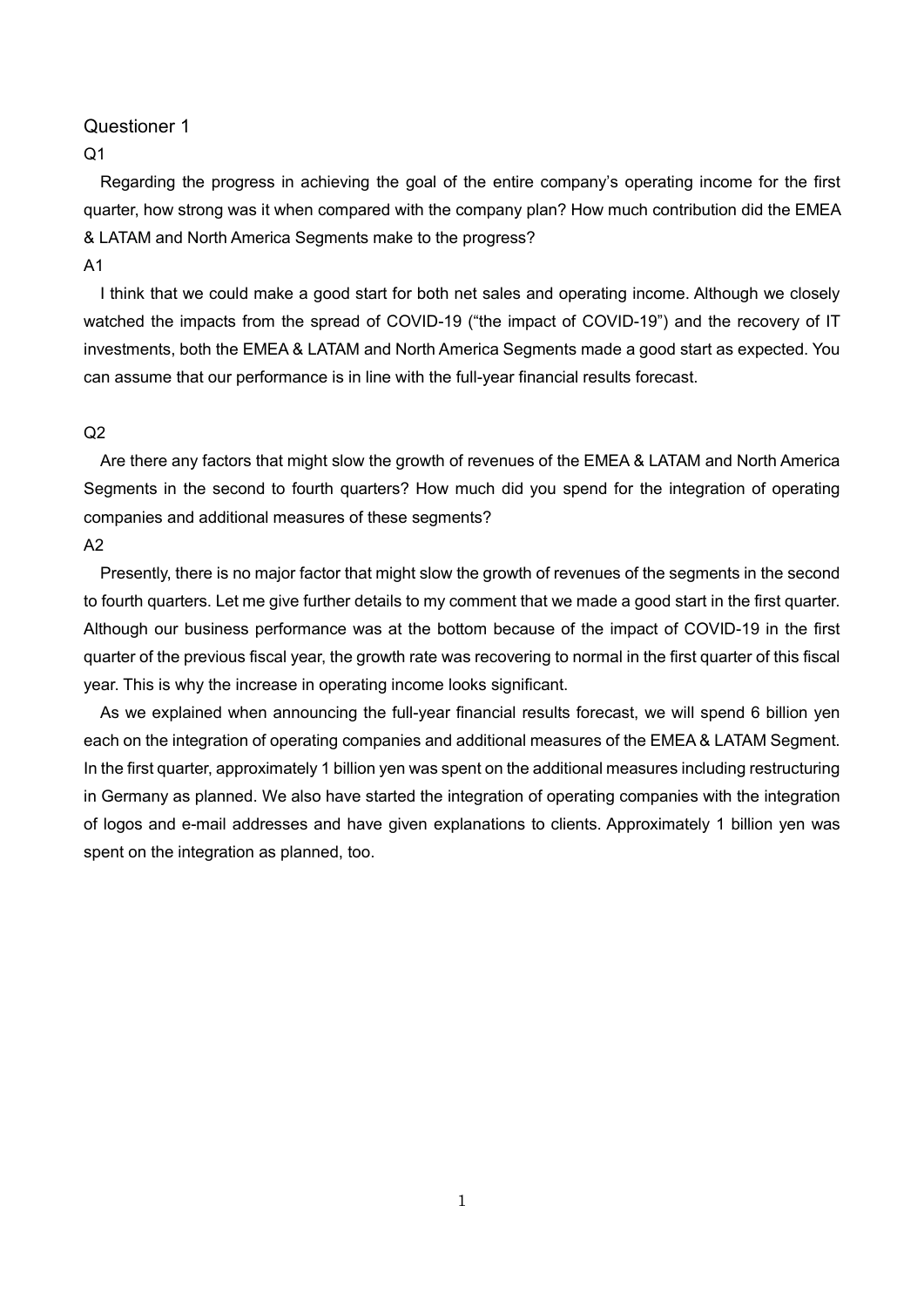Questioner 1

Q1

Regarding the progress in achieving the goal of the entire company's operating income for the first quarter, how strong was it when compared with the company plan? How much contribution did the EMEA & LATAM and North America Segments make to the progress?

A1

I think that we could make a good start for both net sales and operating income. Although we closely watched the impacts from the spread of COVID-19 ("the impact of COVID-19") and the recovery of IT investments, both the EMEA & LATAM and North America Segments made a good start as expected. You can assume that our performance is in line with the full-year financial results forecast.

Q2

Are there any factors that might slow the growth of revenues of the EMEA & LATAM and North America Segments in the second to fourth quarters? How much did you spend for the integration of operating companies and additional measures of these segments?

A2

Presently, there is no major factor that might slow the growth of revenues of the segments in the second to fourth quarters. Let me give further details to my comment that we made a good start in the first quarter. Although our business performance was at the bottom because of the impact of COVID-19 in the first quarter of the previous fiscal year, the growth rate was recovering to normal in the first quarter of this fiscal year. This is why the increase in operating income looks significant.

As we explained when announcing the full-year financial results forecast, we will spend 6 billion yen each on the integration of operating companies and additional measures of the EMEA & LATAM Segment. In the first quarter, approximately 1 billion yen was spent on the additional measures including restructuring in Germany as planned. We also have started the integration of operating companies with the integration of logos and e-mail addresses and have given explanations to clients. Approximately 1 billion yen was spent on the integration as planned, too.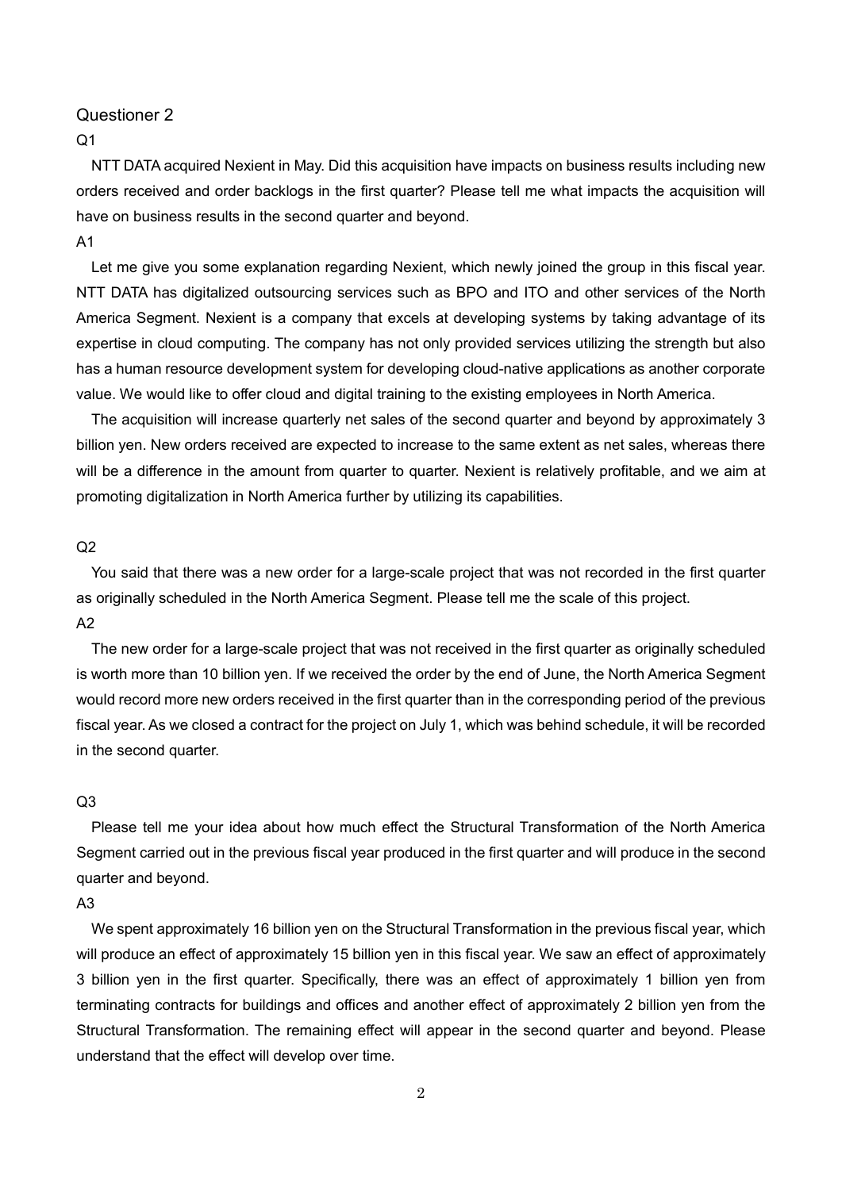## Questioner 2

Q1

NTT DATA acquired Nexient in May. Did this acquisition have impacts on business results including new orders received and order backlogs in the first quarter? Please tell me what impacts the acquisition will have on business results in the second quarter and beyond.

A1

Let me give you some explanation regarding Nexient, which newly joined the group in this fiscal year. NTT DATA has digitalized outsourcing services such as BPO and ITO and other services of the North America Segment. Nexient is a company that excels at developing systems by taking advantage of its expertise in cloud computing. The company has not only provided services utilizing the strength but also has a human resource development system for developing cloud-native applications as another corporate value. We would like to offer cloud and digital training to the existing employees in North America.

The acquisition will increase quarterly net sales of the second quarter and beyond by approximately 3 billion yen. New orders received are expected to increase to the same extent as net sales, whereas there will be a difference in the amount from quarter to quarter. Nexient is relatively profitable, and we aim at promoting digitalization in North America further by utilizing its capabilities.

Q2

You said that there was a new order for a large-scale project that was not recorded in the first quarter as originally scheduled in the North America Segment. Please tell me the scale of this project.

A2

The new order for a large-scale project that was not received in the first quarter as originally scheduled is worth more than 10 billion yen. If we received the order by the end of June, the North America Segment would record more new orders received in the first quarter than in the corresponding period of the previous fiscal year. As we closed a contract for the project on July 1, which was behind schedule, it will be recorded in the second quarter.

Q3

Please tell me your idea about how much effect the Structural Transformation of the North America Segment carried out in the previous fiscal year produced in the first quarter and will produce in the second quarter and beyond.

A3

We spent approximately 16 billion yen on the Structural Transformation in the previous fiscal year, which will produce an effect of approximately 15 billion yen in this fiscal year. We saw an effect of approximately 3 billion yen in the first quarter. Specifically, there was an effect of approximately 1 billion yen from terminating contracts for buildings and offices and another effect of approximately 2 billion yen from the Structural Transformation. The remaining effect will appear in the second quarter and beyond. Please understand that the effect will develop over time.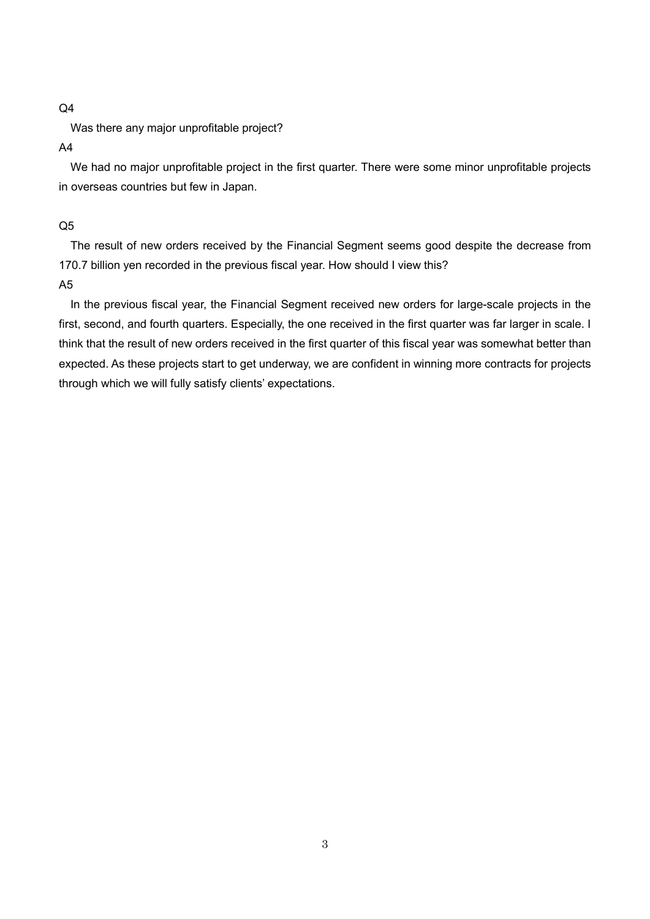Q4

Was there any major unprofitable project?

A4

We had no major unprofitable project in the first quarter. There were some minor unprofitable projects in overseas countries but few in Japan.

Q5

The result of new orders received by the Financial Segment seems good despite the decrease from 170.7 billion yen recorded in the previous fiscal year. How should I view this?

A5

In the previous fiscal year, the Financial Segment received new orders for large-scale projects in the first, second, and fourth quarters. Especially, the one received in the first quarter was far larger in scale. I think that the result of new orders received in the first quarter of this fiscal year was somewhat better than expected. As these projects start to get underway, we are confident in winning more contracts for projects through which we will fully satisfy clients' expectations.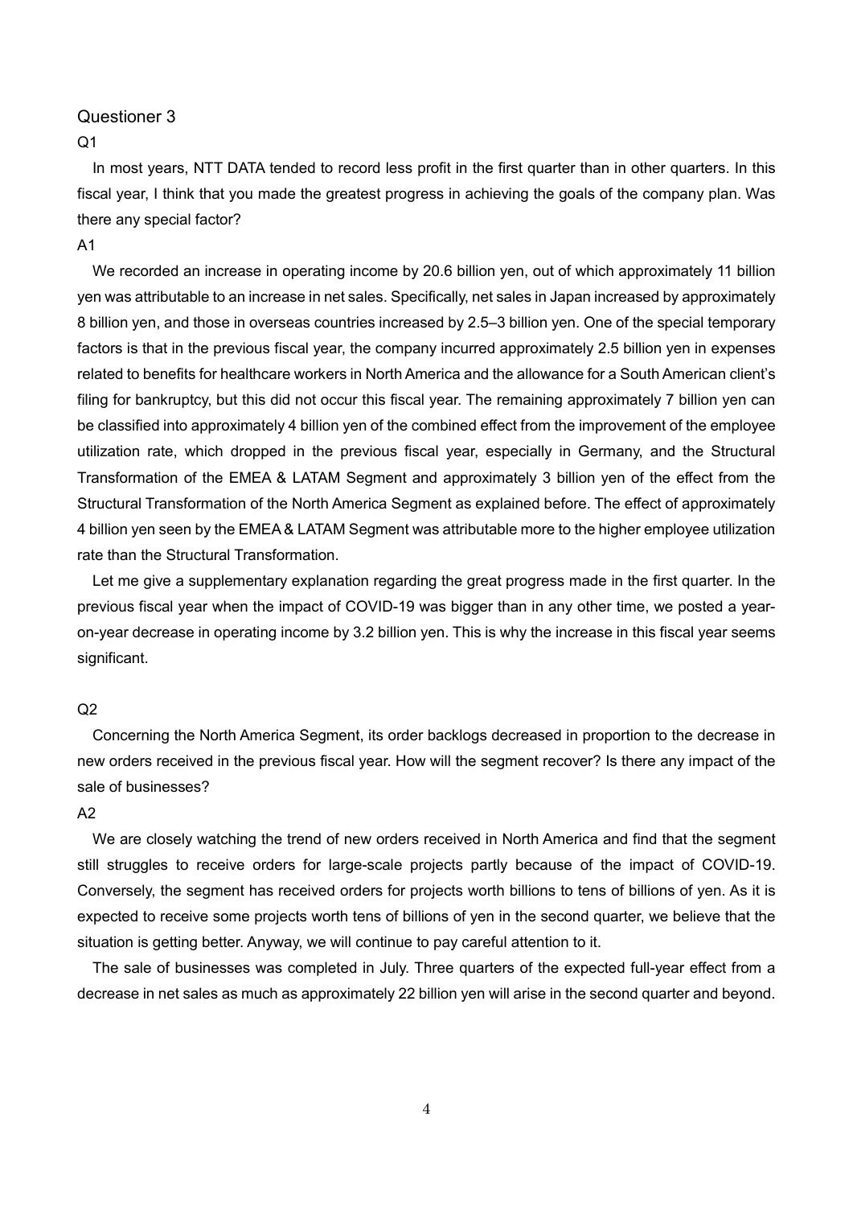## Questioner 3

Q1

In most years, NTT DATA tended to record less profit in the first quarter than in other quarters. In this fiscal year, I think that you made the greatest progress in achieving the goals of the company plan. Was there any special factor?

A1

We recorded an increase in operating income by 20.6 billion yen, out of which approximately 11 billion yen was attributable to an increase in net sales. Specifically, net sales in Japan increased by approximately 8 billion yen, and those in overseas countries increased by 2.5–3 billion yen. One of the special temporary factors is that in the previous fiscal year, the company incurred approximately 2.5 billion yen in expenses related to benefits for healthcare workers in North America and the allowance for a South American client's filing for bankruptcy, but this did not occur this fiscal year. The remaining approximately 7 billion yen can be classified into approximately 4 billion yen of the combined effect from the improvement of the employee utilization rate, which dropped in the previous fiscal year, especially in Germany, and the Structural Transformation of the EMEA & LATAM Segment and approximately 3 billion yen of the effect from the Structural Transformation of the North America Segment as explained before. The effect of approximately 4 billion yen seen by the EMEA & LATAM Segment was attributable more to the higher employee utilization rate than the Structural Transformation.

Let me give a supplementary explanation regarding the great progress made in the first quarter. In the previous fiscal year when the impact of COVID-19 was bigger than in any other time, we posted a year-on-year decrease in operating income by 3.2 billion yen. This is why the increase in this fiscal year seems significant.

Q2

Concerning the North America Segment, its order backlogs decreased in proportion to the decrease in new orders received in the previous fiscal year. How will the segment recover? Is there any impact of the sale of businesses?

A2

We are closely watching the trend of new orders received in North America and find that the segment still struggles to receive orders for large-scale projects partly because of the impact of COVID-19. Conversely, the segment has received orders for projects worth billions to tens of billions of yen. As it is expected to receive some projects worth tens of billions of yen in the second quarter, we believe that the situation is getting better. Anyway, we will continue to pay careful attention to it.

The sale of businesses was completed in July. Three quarters of the expected full-year effect from a decrease in net sales as much as approximately 22 billion yen will arise in the second quarter and beyond.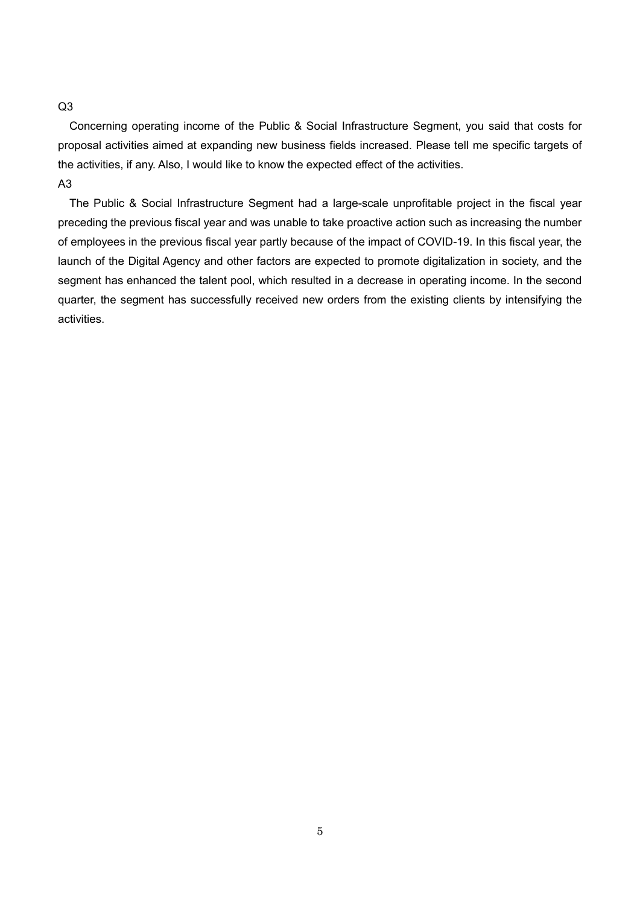Q3

Concerning operating income of the Public & Social Infrastructure Segment, you said that costs for proposal activities aimed at expanding new business fields increased. Please tell me specific targets of the activities, if any. Also, I would like to know the expected effect of the activities.

A3

The Public & Social Infrastructure Segment had a large-scale unprofitable project in the fiscal year preceding the previous fiscal year and was unable to take proactive action such as increasing the number of employees in the previous fiscal year partly because of the impact of COVID-19. In this fiscal year, the launch of the Digital Agency and other factors are expected to promote digitalization in society, and the segment has enhanced the talent pool, which resulted in a decrease in operating income. In the second quarter, the segment has successfully received new orders from the existing clients by intensifying the activities.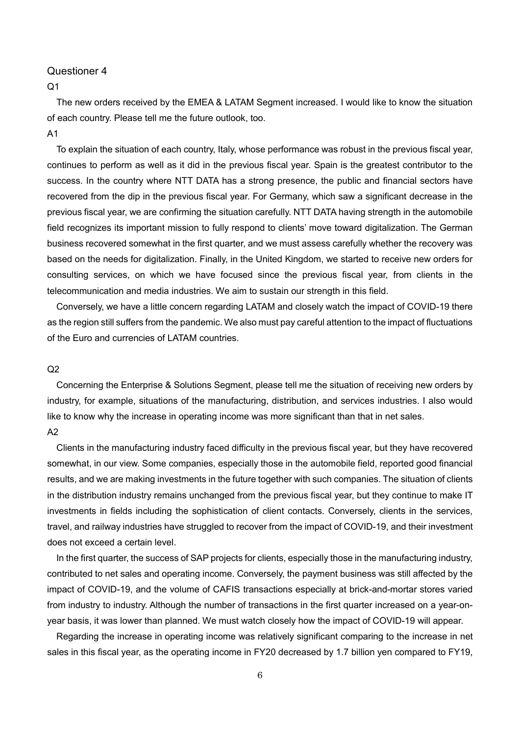Questioner 4

Q1

The new orders received by the EMEA & LATAM Segment increased. I would like to know the situation of each country. Please tell me the future outlook, too.

A1

To explain the situation of each country, Italy, whose performance was robust in the previous fiscal year, continues to perform as well as it did in the previous fiscal year. Spain is the greatest contributor to the success. In the country where NTT DATA has a strong presence, the public and financial sectors have recovered from the dip in the previous fiscal year. For Germany, which saw a significant decrease in the previous fiscal year, we are confirming the situation carefully. NTT DATA having strength in the automobile field recognizes its important mission to fully respond to clients' move toward digitalization. The German business recovered somewhat in the first quarter, and we must assess carefully whether the recovery was based on the needs for digitalization. Finally, in the United Kingdom, we started to receive new orders for consulting services, on which we have focused since the previous fiscal year, from clients in the telecommunication and media industries. We aim to sustain our strength in this field.

Conversely, we have a little concern regarding LATAM and closely watch the impact of COVID-19 there as the region still suffers from the pandemic. We also must pay careful attention to the impact of fluctuations of the Euro and currencies of LATAM countries.

Q2

Concerning the Enterprise & Solutions Segment, please tell me the situation of receiving new orders by industry, for example, situations of the manufacturing, distribution, and services industries. I also would like to know why the increase in operating income was more significant than that in net sales.

A2

Clients in the manufacturing industry faced difficulty in the previous fiscal year, but they have recovered somewhat, in our view. Some companies, especially those in the automobile field, reported good financial results, and we are making investments in the future together with such companies. The situation of clients in the distribution industry remains unchanged from the previous fiscal year, but they continue to make IT investments in fields including the sophistication of client contacts. Conversely, clients in the services, travel, and railway industries have struggled to recover from the impact of COVID-19, and their investment does not exceed a certain level.

In the first quarter, the success of SAP projects for clients, especially those in the manufacturing industry, contributed to net sales and operating income. Conversely, the payment business was still affected by the impact of COVID-19, and the volume of CAFIS transactions especially at brick-and-mortar stores varied from industry to industry. Although the number of transactions in the first quarter increased on a year-on-year basis, it was lower than planned. We must watch closely how the impact of COVID-19 will appear.

Regarding the increase in operating income was relatively significant comparing to the increase in net sales in this fiscal year, as the operating income in FY20 decreased by 1.7 billion yen compared to FY19,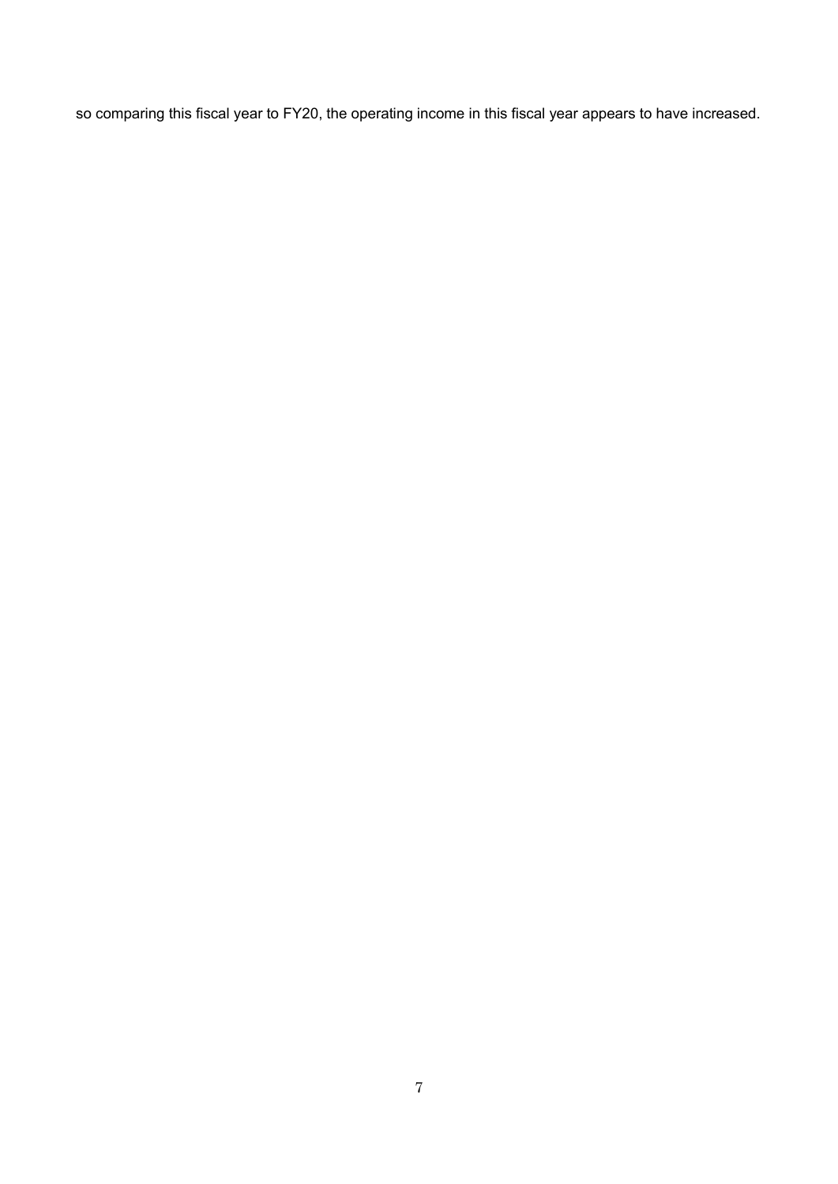so comparing this fiscal year to FY20, the operating income in this fiscal year appears to have increased.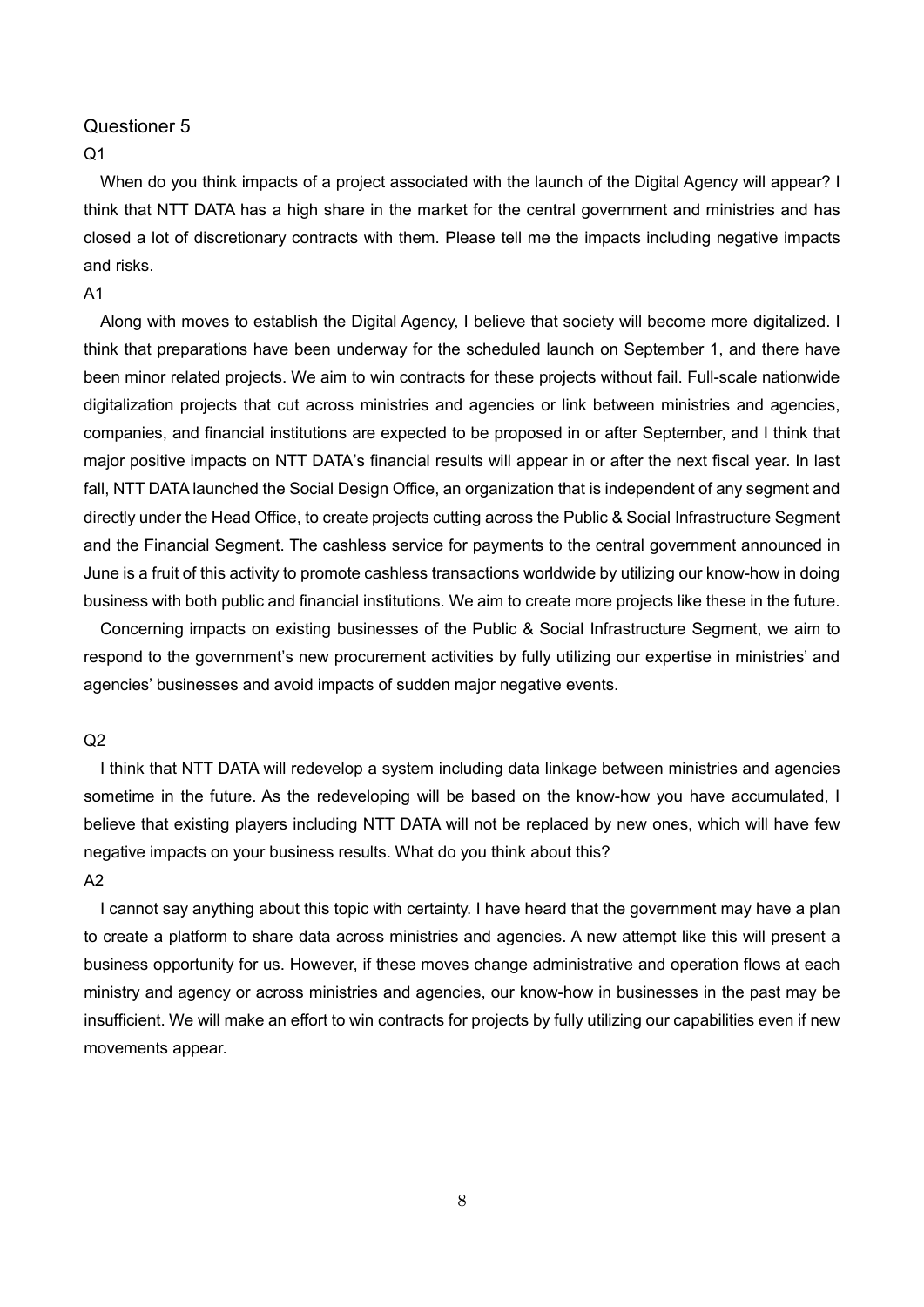Questioner 5

Q1

When do you think impacts of a project associated with the launch of the Digital Agency will appear? I think that NTT DATA has a high share in the market for the central government and ministries and has closed a lot of discretionary contracts with them. Please tell me the impacts including negative impacts and risks.

A1

Along with moves to establish the Digital Agency, I believe that society will become more digitalized. I think that preparations have been underway for the scheduled launch on September 1, and there have been minor related projects. We aim to win contracts for these projects without fail. Full-scale nationwide digitalization projects that cut across ministries and agencies or link between ministries and agencies, companies, and financial institutions are expected to be proposed in or after September, and I think that major positive impacts on NTT DATA's financial results will appear in or after the next fiscal year. In last fall, NTT DATA launched the Social Design Office, an organization that is independent of any segment and directly under the Head Office, to create projects cutting across the Public & Social Infrastructure Segment and the Financial Segment. The cashless service for payments to the central government announced in June is a fruit of this activity to promote cashless transactions worldwide by utilizing our know-how in doing business with both public and financial institutions. We aim to create more projects like these in the future.

Concerning impacts on existing businesses of the Public & Social Infrastructure Segment, we aim to respond to the government's new procurement activities by fully utilizing our expertise in ministries' and agencies' businesses and avoid impacts of sudden major negative events.

Q2

I think that NTT DATA will redevelop a system including data linkage between ministries and agencies sometime in the future. As the redeveloping will be based on the know-how you have accumulated, I believe that existing players including NTT DATA will not be replaced by new ones, which will have few negative impacts on your business results. What do you think about this?

A2

I cannot say anything about this topic with certainty. I have heard that the government may have a plan to create a platform to share data across ministries and agencies. A new attempt like this will present a business opportunity for us. However, if these moves change administrative and operation flows at each ministry and agency or across ministries and agencies, our know-how in businesses in the past may be insufficient. We will make an effort to win contracts for projects by fully utilizing our capabilities even if new movements appear.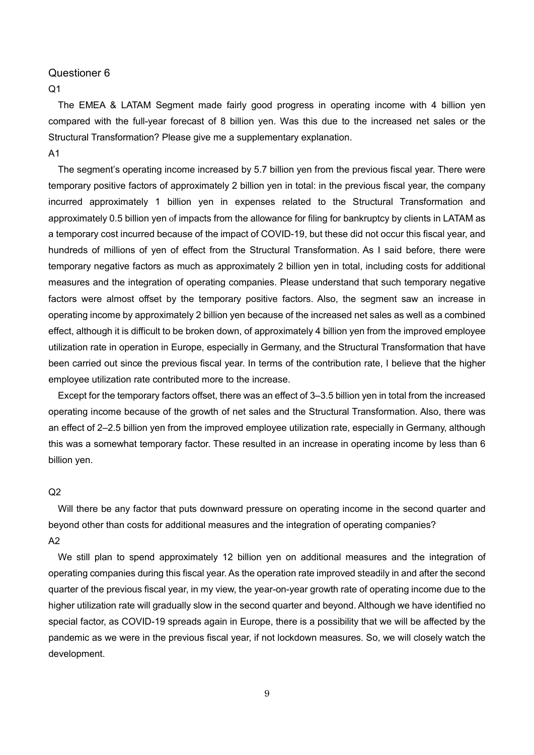## Questioner 6

Q1

The EMEA & LATAM Segment made fairly good progress in operating income with 4 billion yen compared with the full-year forecast of 8 billion yen. Was this due to the increased net sales or the Structural Transformation? Please give me a supplementary explanation.

A1

The segment's operating income increased by 5.7 billion yen from the previous fiscal year. There were temporary positive factors of approximately 2 billion yen in total: in the previous fiscal year, the company incurred approximately 1 billion yen in expenses related to the Structural Transformation and approximately 0.5 billion yen of impacts from the allowance for filing for bankruptcy by clients in LATAM as a temporary cost incurred because of the impact of COVID-19, but these did not occur this fiscal year, and hundreds of millions of yen of effect from the Structural Transformation. As I said before, there were temporary negative factors as much as approximately 2 billion yen in total, including costs for additional measures and the integration of operating companies. Please understand that such temporary negative factors were almost offset by the temporary positive factors. Also, the segment saw an increase in operating income by approximately 2 billion yen because of the increased net sales as well as a combined effect, although it is difficult to be broken down, of approximately 4 billion yen from the improved employee utilization rate in operation in Europe, especially in Germany, and the Structural Transformation that have been carried out since the previous fiscal year. In terms of the contribution rate, I believe that the higher employee utilization rate contributed more to the increase.

Except for the temporary factors offset, there was an effect of 3–3.5 billion yen in total from the increased operating income because of the growth of net sales and the Structural Transformation. Also, there was an effect of 2–2.5 billion yen from the improved employee utilization rate, especially in Germany, although this was a somewhat temporary factor. These resulted in an increase in operating income by less than 6 billion yen.

Q2

Will there be any factor that puts downward pressure on operating income in the second quarter and beyond other than costs for additional measures and the integration of operating companies?

A2

We still plan to spend approximately 12 billion yen on additional measures and the integration of operating companies during this fiscal year. As the operation rate improved steadily in and after the second quarter of the previous fiscal year, in my view, the year-on-year growth rate of operating income due to the higher utilization rate will gradually slow in the second quarter and beyond. Although we have identified no special factor, as COVID-19 spreads again in Europe, there is a possibility that we will be affected by the pandemic as we were in the previous fiscal year, if not lockdown measures. So, we will closely watch the development.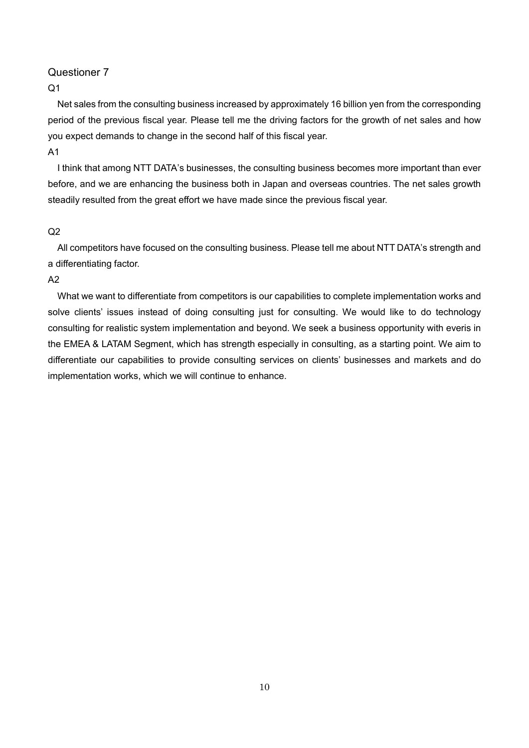Questioner 7

Q1

Net sales from the consulting business increased by approximately 16 billion yen from the corresponding period of the previous fiscal year. Please tell me the driving factors for the growth of net sales and how you expect demands to change in the second half of this fiscal year.

A1

I think that among NTT DATA's businesses, the consulting business becomes more important than ever before, and we are enhancing the business both in Japan and overseas countries. The net sales growth steadily resulted from the great effort we have made since the previous fiscal year.

Q2

All competitors have focused on the consulting business. Please tell me about NTT DATA's strength and a differentiating factor.

A2

What we want to differentiate from competitors is our capabilities to complete implementation works and solve clients' issues instead of doing consulting just for consulting. We would like to do technology consulting for realistic system implementation and beyond. We seek a business opportunity with everis in the EMEA & LATAM Segment, which has strength especially in consulting, as a starting point. We aim to differentiate our capabilities to provide consulting services on clients' businesses and markets and do implementation works, which we will continue to enhance.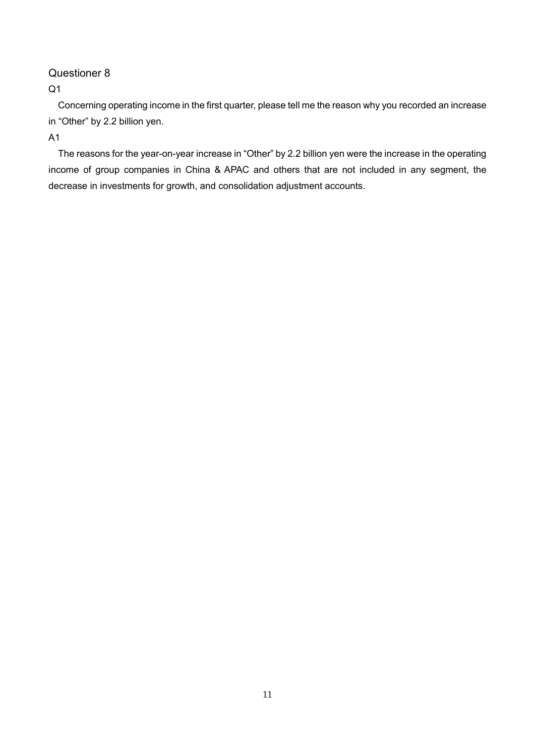Questioner 8

Q1

Concerning operating income in the first quarter, please tell me the reason why you recorded an increase in “Other” by 2.2 billion yen.

A1

The reasons for the year-on-year increase in “Other” by 2.2 billion yen were the increase in the operating income of group companies in China & APAC and others that are not included in any segment, the decrease in investments for growth, and consolidation adjustment accounts.